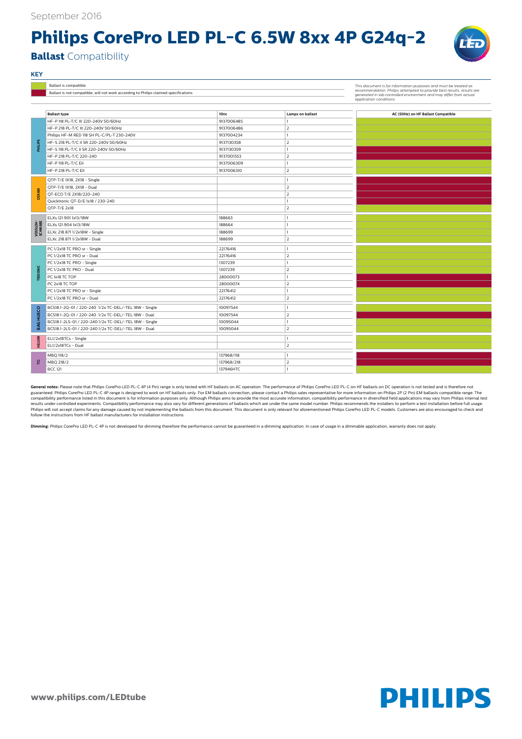September 2016

# Philips CorePro LED PL-C 6.5W 8xx 4P G24q-2

## **Ballast** Compatibility

**KEY**

| Color | Meaning |
|---|---|
| Green | Ballast is compatible |
| Red | Ballast is not compatible, will not work according to Philips claimed specifications |

*This document is for information purposes and must be treated as recommendation. Philips attempted to provide best results, results are generated in lab controlled environment and may differ from actual application conditions*

| Brand | Ballast type | 10nc | Lamps on ballast | AC (50Hz) on HF Ballast Compatible |
|---|---|---|---|---|
| PHILIPS | HF-P 118 PL-T/C III 220-240V 50/60Hz | 9137006485 | 1 | Compatible |
| PHILIPS | HF-P 218 PL-T/C III 220-240V 50/60Hz | 9137006486 | 2 | Compatible |
| PHILIPS | Philips HF-M RED 118 SH PL-C/PL-T 230-240V | 9137004234 | 1 | Compatible |
| PHILIPS | HF-S 218 PL-T/C II SR 220-240V 50/60Hz | 9137130358 | 2 | Compatible |
| PHILIPS | HF-S 118 PL-T/C II SR 220-240V 50/60Hz | 9137130359 | 1 | Not compatible |
| PHILIPS | HF-P 218 PL-T/C 220-240 | 9137001553 | 2 | Not compatible |
| PHILIPS | HF-P 118 PL-T/C EII | 9137006309 | 1 | Compatible |
| PHILIPS | HF-P 218 PL-T/C EII | 9137006310 | 2 | Compatible |
| OSRAM | QTP-T/E 1X18, 2X18 - Single | | 1 | Not compatible |
| OSRAM | QTP-T/E 1X18, 2X18 - Dual | | 2 | Not compatible |
| OSRAM | QT-ECO T/E 2X18/220-240 | | 2 | Not compatible |
| OSRAM | Quicktronic QT-D/E 1x18 / 230-240 | | 1 | Not compatible |
| OSRAM | QTP-T/E 2x18 | | 2 | Compatible |
| VOSSLOH-SCHWABE | ELXs 121.901 1x13/18W | 188663 | 1 | Compatible |
| VOSSLOH-SCHWABE | ELXs 121.904 1x13/18W | 188664 | 1 | Compatible |
| VOSSLOH-SCHWABE | ELXc 218.871 1/2x18W - Single | 188699 | 1 | Compatible |
| VOSSLOH-SCHWABE | ELXc 218.871 1/2x18W - Dual | 188699 | 2 | Compatible |
| TRIDONIC | PC 1/2x18 TC PRO sr - Single | 22176416 | 1 | Compatible |
| TRIDONIC | PC 1/2x18 TC PRO sr - Dual | 22176416 | 2 | Compatible |
| TRIDONIC | PC 1/2x18 TC PRO - Single | 1307239 | 1 | Compatible |
| TRIDONIC | PC 1/2x18 TC PRO - Dual | 1307239 | 2 | Compatible |
| TRIDONIC | PC 1x18 TC TOP | 28000073 | 1 | Not compatible |
| TRIDONIC | PC 2x18 TC TOP | 28000074 | 2 | Not compatible |
| TRIDONIC | PC 1/2x18 TC PRO sr - Single | 22176412 | 1 | Compatible |
| TRIDONIC | PC 1/2x18 TC PRO sr - Dual | 22176412 | 2 | Compatible |
| BAG HUECO | BCS18.1-2Q-01 / 220-240 1/2x TC-DEL/-TEL 18W - Single | 10097544 | 1 | Compatible |
| BAG HUECO | BCS18.1-2Q-01 / 220-240 1/2x TC-DEL/-TEL 18W - Dual | 10097544 | 2 | Not compatible |
| BAG HUECO | BCS18.1-2LS-01 / 220-240 1/2x TC-DEL/-TEL 18W - Single | 10095044 | 1 | Compatible |
| BAG HUECO | BCS18.1-2LS-01 / 220-240 1/2x TC-DEL/-TEL 18W - Dual | 10095044 | 2 | Compatible |
| HELVAR | EL1/2x18TCs - Single | | 1 | Compatible |
| HELVAR | EL1/2x18TCs - Dual | | 2 | Compatible |
| TCI | MBQ 118/2 | 137968/118 | 1 | Not compatible |
| TCI | MBQ 218/2 | 137968/218 | 2 | Compatible |
| TCI | BCC 121 | 137946HTC | 1 | Not compatible |

**General notes:** Please note that Philips CorePro LED PL-C 4P (4 Pin) range is only tested with HF ballasts on AC operation. The performance of Philips CorePro LED PL-C on HF ballasts on DC operation is not tested and is therefore not guaranteed. Philips CorePro LED PL-C 4P range is designed to work on HF ballasts only. For EM ballasts connection, please contact a Philips sales representative for more information on Philips 2P (2 Pin) EM ballasts compatible range. The compatibility performance listed in this document is for information purposes only. Although Philips aims to provide the most accurate information, compatibility performance in diversified field applications may vary from Philips internal test results under controlled experiments. Compatibility performance may also vary for different generations of ballasts which are under the same model number. Philips recommends the installers to perform a test installation before full usage. Philips will not accept claims for any damage caused by not implementing the ballasts from this document. This document is only relevant for aforementioned Philips CorePro LED PL-C models. Customers are also encouraged to check and follow the instructions from HF ballast manufacturers for installation instructions.

**Dimming:** Philips CorePro LED PL-C 4P is not developed for dimming therefore the performance cannot be guaranteed in a dimming application. In case of usage in a dimmable application, warranty does not apply.

**www.philips.com/LEDtube**

PHILIPS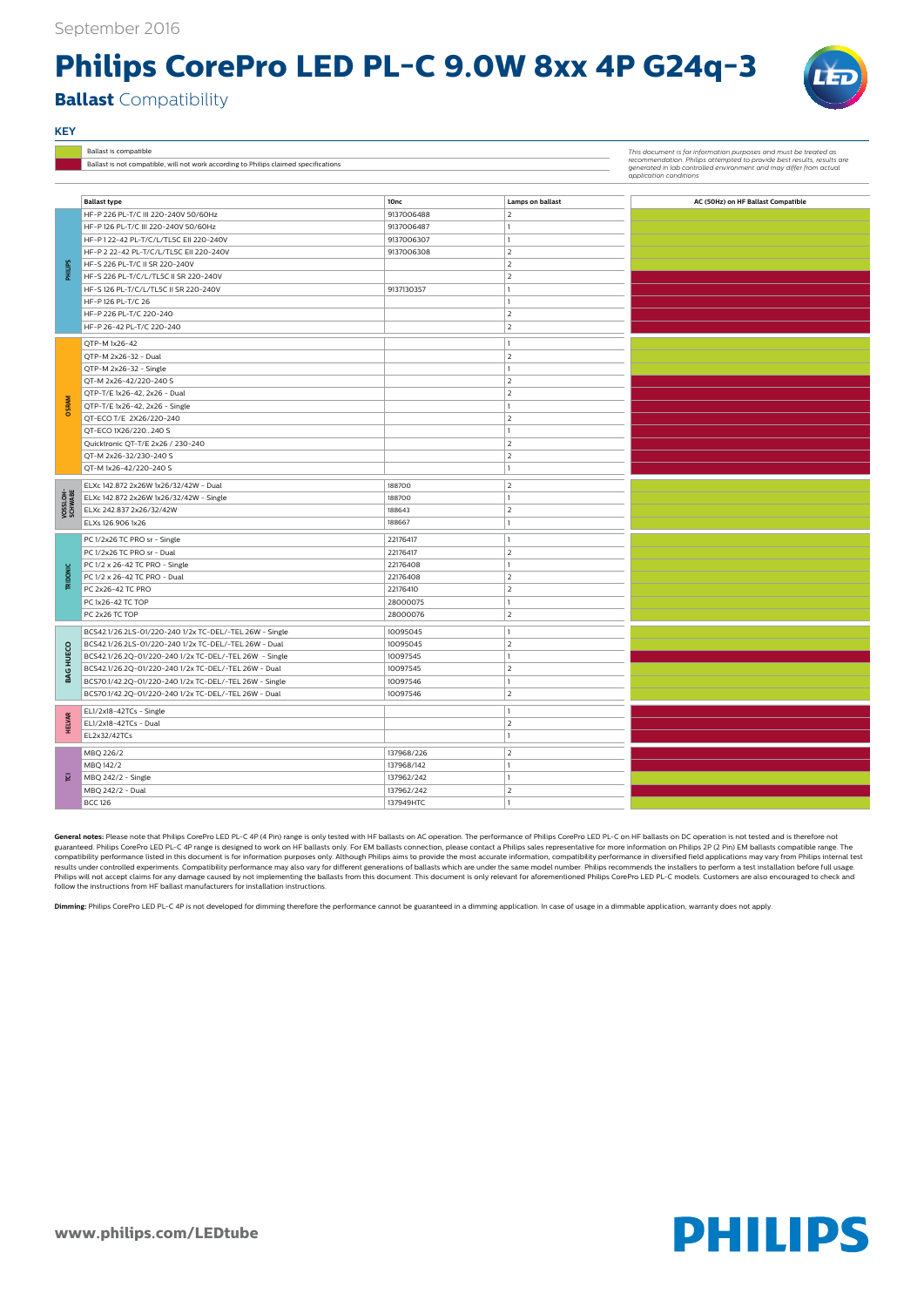September 2016

# Philips CorePro LED PL-C 9.0W 8xx 4P G24q-3

## **Ballast** Compatibility

**KEY**

| Color | Meaning |
|---|---|
| Green | Ballast is compatible |
| Red | Ballast is not compatible, will not work according to Philips claimed specifications |

*This document is for information purposes and must be treated as recommendation. Philips attempted to provide best results, results are generated in lab controlled environment and may differ from actual application conditions*

| Brand | Ballast type | 10nc | Lamps on ballast | AC (50Hz) on HF Ballast Compatible |
|---|---|---|---|---|
| PHILIPS | HF-P 226 PL-T/C III 220-240V 50/60Hz | 9137006488 | 2 | Compatible |
| PHILIPS | HF-P 126 PL-T/C III 220-240V 50/60Hz | 9137006487 | 1 | Compatible |
| PHILIPS | HF-P 1 22-42 PL-T/C/L/TL5C EII 220-240V | 9137006307 | 1 | Compatible |
| PHILIPS | HF-P 2 22-42 PL-T/C/L/TL5C EII 220-240V | 9137006308 | 2 | Compatible |
| PHILIPS | HF-S 226 PL-T/C II SR 220-240V | | 2 | Compatible |
| PHILIPS | HF-S 226 PL-T/C/L/TL5C II SR 220-240V | | 2 | Not compatible |
| PHILIPS | HF-S 126 PL-T/C/L/TL5C II SR 220-240V | 9137130357 | 1 | Not compatible |
| PHILIPS | HF-P 126 PL-T/C 26 | | 1 | Not compatible |
| PHILIPS | HF-P 226 PL-T/C 220-240 | | 2 | Not compatible |
| PHILIPS | HF-P 26-42 PL-T/C 220-240 | | 2 | Not compatible |
| OSRAM | QTP-M 1x26-42 | | 1 | Compatible |
| OSRAM | QTP-M 2x26-32 - Dual | | 2 | Compatible |
| OSRAM | QTP-M 2x26-32 - Single | | 1 | Compatible |
| OSRAM | QT-M 2x26-42/220-240 S | | 2 | Compatible |
| OSRAM | QTP-T/E 1x26-42, 2x26 - Dual | | 2 | Not compatible |
| OSRAM | QTP-T/E 1x26-42, 2x26 - Single | | 1 | Not compatible |
| OSRAM | QT-ECO T/E 2X26/220-240 | | 2 | Not compatible |
| OSRAM | QT-ECO 1X26/220...240 S | | 1 | Not compatible |
| OSRAM | Quicktronic QT-T/E 2x26 / 230-240 | | 2 | Not compatible |
| OSRAM | QT-M 2x26-32/230-240 S | | 2 | Not compatible |
| OSRAM | QT-M 1x26-42/220-240 S | | 1 | Not compatible |
| VOSSLOH-SCHWABE | ELXc 142.872 2x26W 1x26/32/42W - Dual | 188700 | 2 | Compatible |
| VOSSLOH-SCHWABE | ELXc 142.872 2x26W 1x26/32/42W - Single | 188700 | 1 | Compatible |
| VOSSLOH-SCHWABE | ELXc 242.837 2x26/32/42W | 188643 | 2 | Compatible |
| VOSSLOH-SCHWABE | ELXs 126.906 1x26 | 188667 | 1 | Compatible |
| TRIDONIC | PC 1/2x26 TC PRO sr - Single | 22176417 | 1 | Compatible |
| TRIDONIC | PC 1/2x26 TC PRO sr - Dual | 22176417 | 2 | Compatible |
| TRIDONIC | PC 1/2 x 26-42 TC PRO - Single | 22176408 | 1 | Compatible |
| TRIDONIC | PC 1/2 x 26-42 TC PRO - Dual | 22176408 | 2 | Compatible |
| TRIDONIC | PC 2x26-42 TC PRO | 22176410 | 2 | Compatible |
| TRIDONIC | PC 1x26-42 TC TOP | 28000075 | 1 | Compatible |
| TRIDONIC | PC 2x26 TC TOP | 28000076 | 2 | Compatible |
| BAG HUECO | BCS42.1/26.2LS-01/220-240 1/2x TC-DEL/-TEL 26W - Single | 10095045 | 1 | Compatible |
| BAG HUECO | BCS42.1/26.2LS-01/220-240 1/2x TC-DEL/-TEL 26W - Dual | 10095045 | 2 | Compatible |
| BAG HUECO | BCS42.1/26.2Q-01/220-240 1/2x TC-DEL/-TEL 26W - Single | 10097545 | 1 | Not compatible |
| BAG HUECO | BCS42.1/26.2Q-01/220-240 1/2x TC-DEL/-TEL 26W - Dual | 10097545 | 2 | Compatible |
| BAG HUECO | BCS70.1/42.2Q-01/220-240 1/2x TC-DEL/-TEL 26W - Single | 10097546 | 1 | Compatible |
| BAG HUECO | BCS70.1/42.2Q-01/220-240 1/2x TC-DEL/-TEL 26W - Dual | 10097546 | 2 | Compatible |
| HELVAR | EL1/2x18-42TCs - Single | | 1 | Not compatible |
| HELVAR | EL1/2x18-42TCs - Dual | | 2 | Not compatible |
| HELVAR | EL2x32/42TCs | | 1 | Not compatible |
| TCI | MBQ 226/2 | 137968/226 | 2 | Not compatible |
| TCI | MBQ 142/2 | 137968/142 | 1 | Not compatible |
| TCI | MBQ 242/2 - Single | 137962/242 | 1 | Compatible |
| TCI | MBQ 242/2 - Dual | 137962/242 | 2 | Not compatible |
| TCI | BCC 126 | 137949HTC | 1 | Compatible |

**General notes:** Please note that Philips CorePro LED PL-C 4P (4 Pin) range is only tested with HF ballasts on AC operation. The performance of Philips CorePro LED PL-C on HF ballasts on DC operation is not tested and is therefore not guaranteed. Philips CorePro LED PL-C 4P range is designed to work on HF ballasts only. For EM ballasts connection, please contact a Philips sales representative for more information on Philips 2P (2 Pin) EM ballasts compatible range. The compatibility performance listed in this document is for information purposes only. Although Philips aims to provide the most accurate information, compatibility performance in diversified field applications may vary from Philips internal test results under controlled experiments. Compatibility performance may also vary for different generations of ballasts which are under the same model number. Philips recommends the installers to perform a test installation before full usage. Philips will not accept claims for any damage caused by not implementing the ballasts from this document. This document is only relevant for aforementioned Philips CorePro LED PL-C models. Customers are also encouraged to check and follow the instructions from HF ballast manufacturers for installation instructions.

**Dimming:** Philips CorePro LED PL-C 4P is not developed for dimming therefore the performance cannot be guaranteed in a dimming application. In case of usage in a dimmable application, warranty does not apply.

www.philips.com/LEDtube

PHILIPS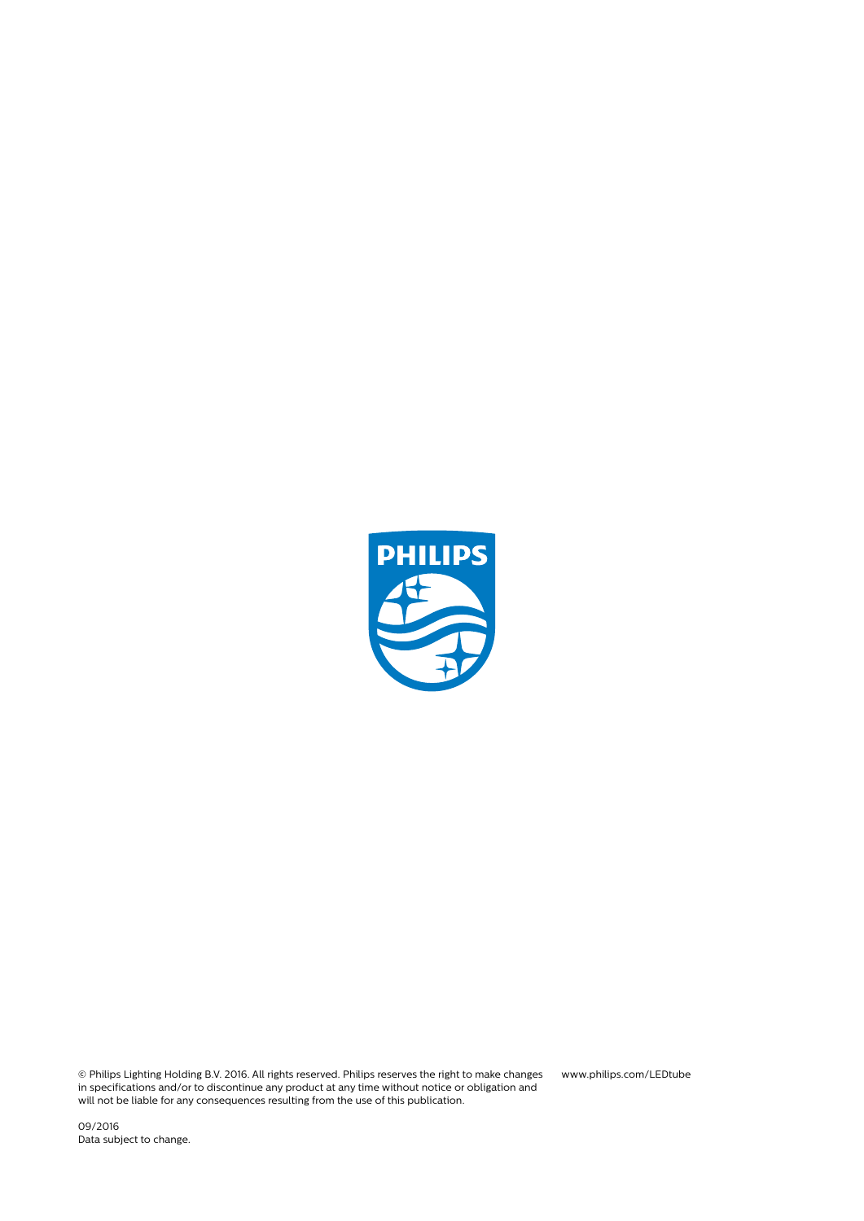PHILIPS

© Philips Lighting Holding B.V. 2016. All rights reserved. Philips reserves the right to make changes in specifications and/or to discontinue any product at any time without notice or obligation and will not be liable for any consequences resulting from the use of this publication.

www.philips.com/LEDtube

09/2016
Data subject to change.